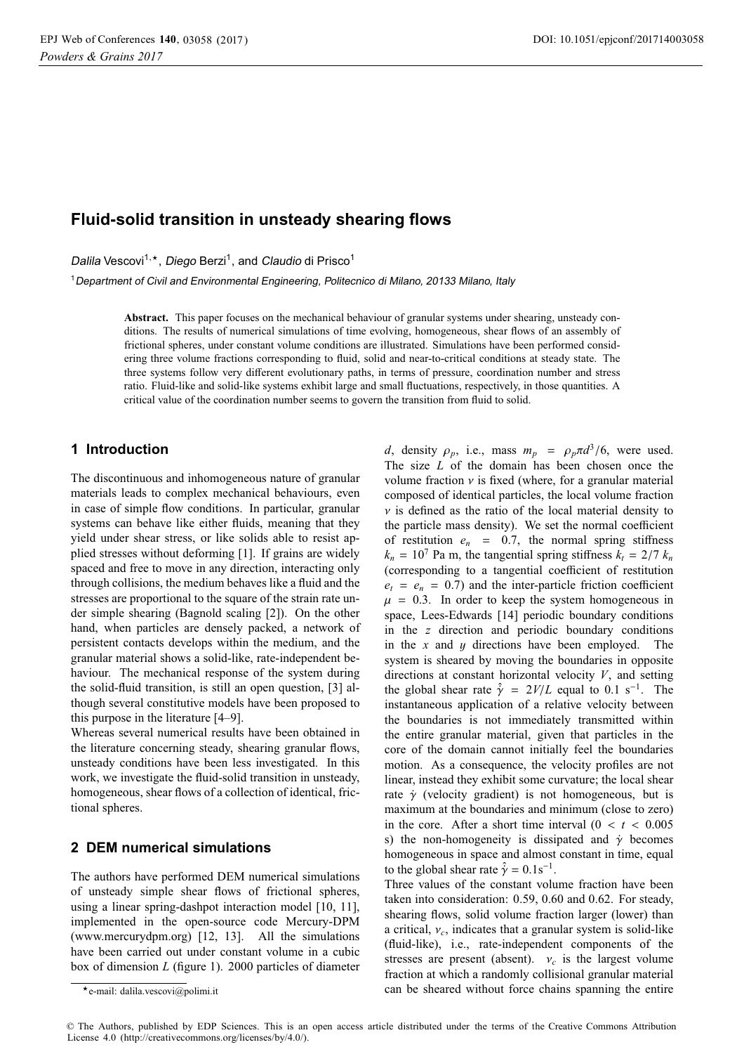# Fluid-solid transition in unsteady shearing flows

*Dalila* Vescovi[1,⋆], *Diego* Berzi[1], and *Claudio* di Prisco[1]

[1]*Department of Civil and Environmental Engineering, Politecnico di Milano, 20133 Milano, Italy*

**Abstract.** This paper focuses on the mechanical behaviour of granular systems under shearing, unsteady conditions. The results of numerical simulations of time evolving, homogeneous, shear flows of an assembly of frictional spheres, under constant volume conditions are illustrated. Simulations have been performed considering three volume fractions corresponding to fluid, solid and near-to-critical conditions at steady state. The three systems follow very different evolutionary paths, in terms of pressure, coordination number and stress ratio. Fluid-like and solid-like systems exhibit large and small fluctuations, respectively, in those quantities. A critical value of the coordination number seems to govern the transition from fluid to solid.

## 1 Introduction

The discontinuous and inhomogeneous nature of granular materials leads to complex mechanical behaviours, even in case of simple flow conditions. In particular, granular systems can behave like either fluids, meaning that they yield under shear stress, or like solids able to resist applied stresses without deforming [1]. If grains are widely spaced and free to move in any direction, interacting only through collisions, the medium behaves like a fluid and the stresses are proportional to the square of the strain rate under simple shearing (Bagnold scaling [2]). On the other hand, when particles are densely packed, a network of persistent contacts develops within the medium, and the granular material shows a solid-like, rate-independent behaviour. The mechanical response of the system during the solid-fluid transition, is still an open question, [3] although several constitutive models have been proposed to this purpose in the literature [4–9].

Whereas several numerical results have been obtained in the literature concerning steady, shearing granular flows, unsteady conditions have been less investigated. In this work, we investigate the fluid-solid transition in unsteady, homogeneous, shear flows of a collection of identical, frictional spheres.

## 2 DEM numerical simulations

The authors have performed DEM numerical simulations of unsteady simple shear flows of frictional spheres, using a linear spring-dashpot interaction model [10, 11], implemented in the open-source code Mercury-DPM (www.mercurydpm.org) [12, 13]. All the simulations have been carried out under constant volume in a cubic box of dimension $L$ (figure 1). 2000 particles of diameter $d$, density $\rho_p$, i.e., mass $m_p = \rho_p \pi d^3/6$, were used. The size $L$ of the domain has been chosen once the volume fraction $\nu$ is fixed (where, for a granular material composed of identical particles, the local volume fraction $\nu$ is defined as the ratio of the local material density to the particle mass density). We set the normal coefficient of restitution $e_n = 0.7$, the normal spring stiffness $k_n = 10^7$ Pa m, the tangential spring stiffness $k_t = 2/7\ k_n$ (corresponding to a tangential coefficient of restitution $e_t = e_n = 0.7$) and the inter-particle friction coefficient $\mu = 0.3$. In order to keep the system homogeneous in space, Lees-Edwards [14] periodic boundary conditions in the $z$ direction and periodic boundary conditions in the $x$ and $y$ directions have been employed. The system is sheared by moving the boundaries in opposite directions at constant horizontal velocity $V$, and setting the global shear rate $\hat{\dot{\gamma}} = 2V/L$ equal to 0.1 s$^{-1}$. The instantaneous application of a relative velocity between the boundaries is not immediately transmitted within the entire granular material, given that particles in the core of the domain cannot initially feel the boundaries motion. As a consequence, the velocity profiles are not linear, instead they exhibit some curvature; the local shear rate $\dot{\gamma}$ (velocity gradient) is not homogeneous, but is maximum at the boundaries and minimum (close to zero) in the core. After a short time interval ($0 < t < 0.005$ s) the non-homogeneity is dissipated and $\dot{\gamma}$ becomes homogeneous in space and almost constant in time, equal to the global shear rate $\hat{\dot{\gamma}} = 0.1$s$^{-1}$.

Three values of the constant volume fraction have been taken into consideration: 0.59, 0.60 and 0.62. For steady, shearing flows, solid volume fraction larger (lower) than a critical, $\nu_c$, indicates that a granular system is solid-like (fluid-like), i.e., rate-independent components of the stresses are present (absent). $\nu_c$ is the largest volume fraction at which a randomly collisional granular material can be sheared without force chains spanning the entire

⋆e-mail: dalila.vescovi@polimi.it

© The Authors, published by EDP Sciences. This is an open access article distributed under the terms of the Creative Commons Attribution License 4.0 (http://creativecommons.org/licenses/by/4.0/).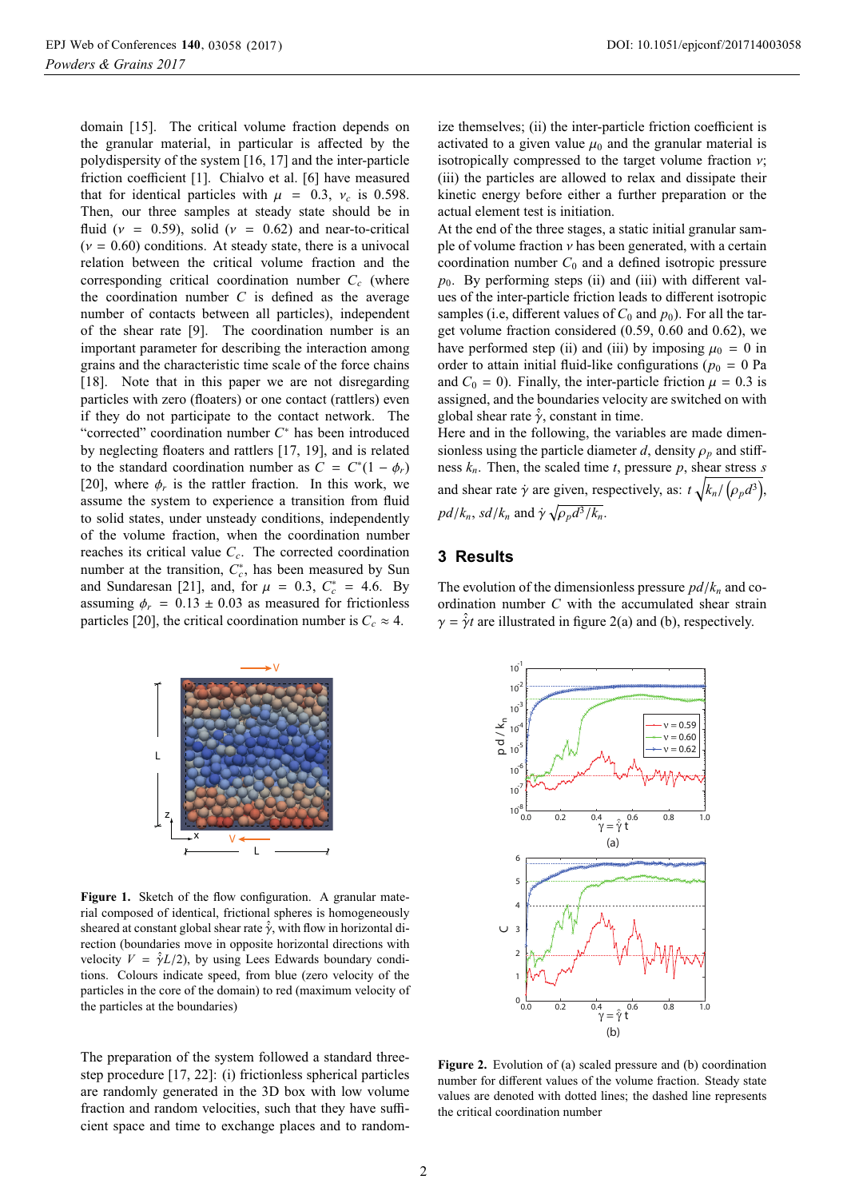domain [15]. The critical volume fraction depends on the granular material, in particular is affected by the polydispersity of the system [16, 17] and the inter-particle friction coefficient [1]. Chialvo et al. [6] have measured that for identical particles with $\mu = 0.3$, $\nu_c$ is 0.598. Then, our three samples at steady state should be in fluid ($\nu = 0.59$), solid ($\nu = 0.62$) and near-to-critical ($\nu = 0.60$) conditions. At steady state, there is a univocal relation between the critical volume fraction and the corresponding critical coordination number $C_c$ (where the coordination number $C$ is defined as the average number of contacts between all particles), independent of the shear rate [9]. The coordination number is an important parameter for describing the interaction among grains and the characteristic time scale of the force chains [18]. Note that in this paper we are not disregarding particles with zero (floaters) or one contact (rattlers) even if they do not participate to the contact network. The "corrected" coordination number $C^*$ has been introduced by neglecting floaters and rattlers [17, 19], and is related to the standard coordination number as $C = C^*(1 - \phi_r)$ [20], where $\phi_r$ is the rattler fraction. In this work, we assume the system to experience a transition from fluid to solid states, under unsteady conditions, independently of the volume fraction, when the coordination number reaches its critical value $C_c$. The corrected coordination number at the transition, $C_c^*$, has been measured by Sun and Sundaresan [21], and, for $\mu = 0.3$, $C_c^* = 4.6$. By assuming $\phi_r = 0.13 \pm 0.03$ as measured for frictionless particles [20], the critical coordination number is $C_c \approx 4$.

Figure 1. Sketch of the flow configuration. A granular material composed of identical, frictional spheres is homogeneously sheared at constant global shear rate $\dot{\hat{\gamma}}$, with flow in horizontal direction (boundaries move in opposite horizontal directions with velocity $V = \dot{\hat{\gamma}}L/2$), by using Lees Edwards boundary conditions. Colours indicate speed, from blue (zero velocity of the particles in the core of the domain) to red (maximum velocity of the particles at the boundaries)

The preparation of the system followed a standard three-step procedure [17, 22]: (i) frictionless spherical particles are randomly generated in the 3D box with low volume fraction and random velocities, such that they have sufficient space and time to exchange places and to randomize themselves; (ii) the inter-particle friction coefficient is activated to a given value $\mu_0$ and the granular material is isotropically compressed to the target volume fraction $\nu$; (iii) the particles are allowed to relax and dissipate their kinetic energy before either a further preparation or the actual element test is initiation.

At the end of the three stages, a static initial granular sample of volume fraction $\nu$ has been generated, with a certain coordination number $C_0$ and a defined isotropic pressure $p_0$. By performing steps (ii) and (iii) with different values of the inter-particle friction leads to different isotropic samples (i.e, different values of $C_0$ and $p_0$). For all the target volume fraction considered (0.59, 0.60 and 0.62), we have performed step (ii) and (iii) by imposing $\mu_0 = 0$ in order to attain initial fluid-like configurations ($p_0 = 0$ Pa and $C_0 = 0$). Finally, the inter-particle friction $\mu = 0.3$ is assigned, and the boundaries velocity are switched on with global shear rate $\dot{\hat{\gamma}}$, constant in time.

Here and in the following, the variables are made dimensionless using the particle diameter $d$, density $\rho_p$ and stiffness $k_n$. Then, the scaled time $t$, pressure $p$, shear stress $s$ and shear rate $\dot{\gamma}$ are given, respectively, as: $t\sqrt{k_n/(\rho_p d^3)}$, $pd/k_n$, $sd/k_n$ and $\dot{\gamma}\sqrt{\rho_p d^3/k_n}$.

## 3 Results

The evolution of the dimensionless pressure $pd/k_n$ and coordination number $C$ with the accumulated shear strain $\gamma = \dot{\hat{\gamma}}t$ are illustrated in figure 2(a) and (b), respectively.

Figure 2. Evolution of (a) scaled pressure and (b) coordination number for different values of the volume fraction. Steady state values are denoted with dotted lines; the dashed line represents the critical coordination number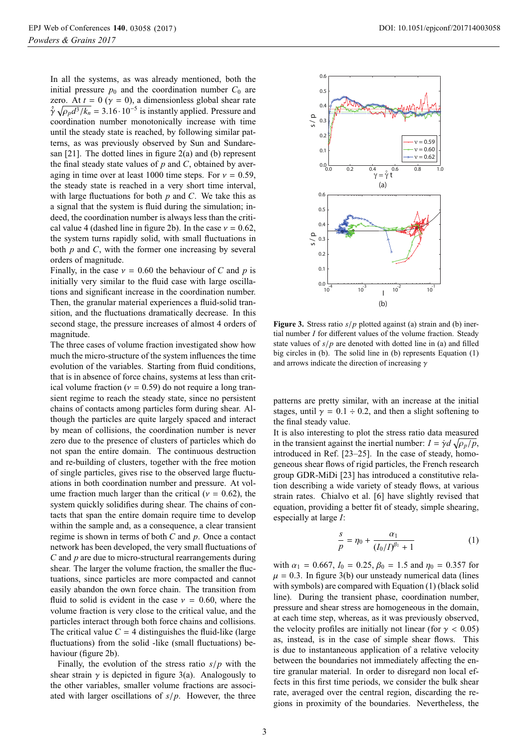In all the systems, as was already mentioned, both the initial pressure $p_0$ and the coordination number $C_0$ are zero. At $t = 0$ ($\gamma = 0$), a dimensionless global shear rate $\hat{\dot{\gamma}}\sqrt{\rho_p d^3/k_n} = 3.16 \cdot 10^{-5}$ is instantly applied. Pressure and coordination number monotonically increase with time until the steady state is reached, by following similar patterns, as was previously observed by Sun and Sundaresan [21]. The dotted lines in figure 2(a) and (b) represent the final steady state values of $p$ and $C$, obtained by averaging in time over at least 1000 time steps. For $\nu = 0.59$, the steady state is reached in a very short time interval, with large fluctuations for both $p$ and $C$. We take this as a signal that the system is fluid during the simulation; indeed, the coordination number is always less than the critical value 4 (dashed line in figure 2b). In the case $\nu = 0.62$, the system turns rapidly solid, with small fluctuations in both $p$ and $C$, with the former one increasing by several orders of magnitude.

Finally, in the case $\nu = 0.60$ the behaviour of $C$ and $p$ is initially very similar to the fluid case with large oscillations and significant increase in the coordination number. Then, the granular material experiences a fluid-solid transition, and the fluctuations dramatically decrease. In this second stage, the pressure increases of almost 4 orders of magnitude.

The three cases of volume fraction investigated show how much the micro-structure of the system influences the time evolution of the variables. Starting from fluid conditions, that is in absence of force chains, systems at less than critical volume fraction ($\nu = 0.59$) do not require a long transient regime to reach the steady state, since no persistent chains of contacts among particles form during shear. Although the particles are quite largely spaced and interact by mean of collisions, the coordination number is never zero due to the presence of clusters of particles which do not span the entire domain. The continuous destruction and re-building of clusters, together with the free motion of single particles, gives rise to the observed large fluctuations in both coordination number and pressure. At volume fraction much larger than the critical ($\nu = 0.62$), the system quickly solidifies during shear. The chains of contacts that span the entire domain require time to develop within the sample and, as a consequence, a clear transient regime is shown in terms of both $C$ and $p$. Once a contact network has been developed, the very small fluctuations of $C$ and $p$ are due to micro-structural rearrangements during shear. The larger the volume fraction, the smaller the fluctuations, since particles are more compacted and cannot easily abandon the own force chain. The transition from fluid to solid is evident in the case $\nu = 0.60$, where the volume fraction is very close to the critical value, and the particles interact through both force chains and collisions. The critical value $C = 4$ distinguishes the fluid-like (large fluctuations) from the solid -like (small fluctuations) behaviour (figure 2b).

Finally, the evolution of the stress ratio $s/p$ with the shear strain $\gamma$ is depicted in figure 3(a). Analogously to the other variables, smaller volume fractions are associated with larger oscillations of $s/p$. However, the three patterns are pretty similar, with an increase at the initial stages, until $\gamma = 0.1 \div 0.2$, and then a slight softening to the final steady value.

Figure 3. Stress ratio $s/p$ plotted against (a) strain and (b) inertial number $I$ for different values of the volume fraction. Steady state values of $s/p$ are denoted with dotted line in (a) and filled big circles in (b). The solid line in (b) represents Equation (1) and arrows indicate the direction of increasing $\gamma$

It is also interesting to plot the stress ratio data measured in the transient against the inertial number: $I = \dot{\gamma} d\sqrt{\rho_p/p}$, introduced in Ref. [23–25]. In the case of steady, homogeneous shear flows of rigid particles, the French research group GDR-MiDi [23] has introduced a constitutive relation describing a wide variety of steady flows, at various strain rates. Chialvo et al. [6] have slightly revised that equation, providing a better fit of steady, simple shearing, especially at large $I$:

$$\frac{s}{p} = \eta_0 + \frac{\alpha_1}{(I_0/I)^{\beta_1} + 1} \tag{1}$$

with $\alpha_1 = 0.667$, $I_0 = 0.25$, $\beta_0 = 1.5$ and $\eta_0 = 0.357$ for $\mu = 0.3$. In figure 3(b) our unsteady numerical data (lines with symbols) are compared with Equation (1) (black solid line). During the transient phase, coordination number, pressure and shear stress are homogeneous in the domain, at each time step, whereas, as it was previously observed, the velocity profiles are initially not linear (for $\gamma < 0.05$) as, instead, is in the case of simple shear flows. This is due to instantaneous application of a relative velocity between the boundaries not immediately affecting the entire granular material. In order to disregard non local effects in this first time periods, we consider the bulk shear rate, averaged over the central region, discarding the regions in proximity of the boundaries. Nevertheless, the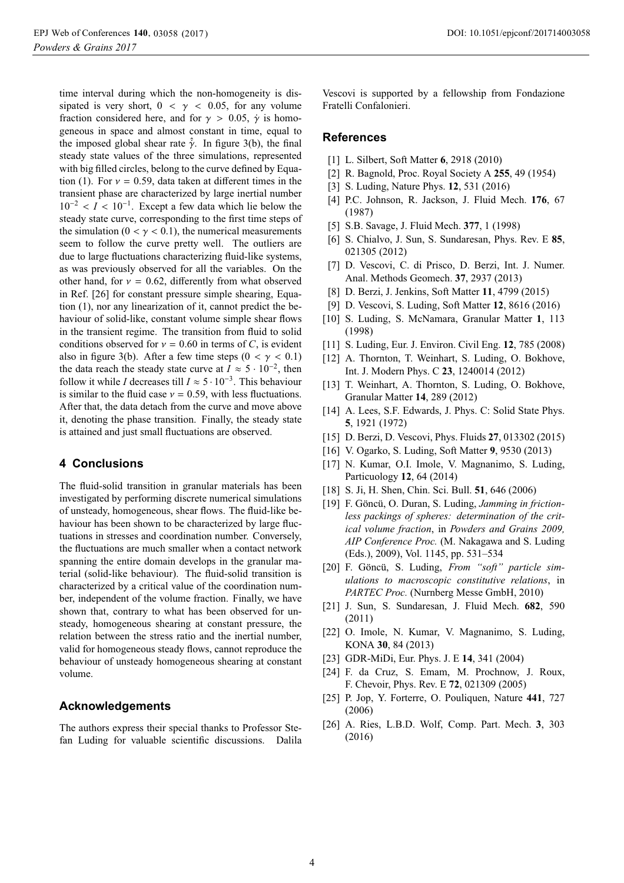time interval during which the non-homogeneity is dissipated is very short, $0 < \gamma < 0.05$, for any volume fraction considered here, and for $\gamma > 0.05$, $\dot{\gamma}$ is homogeneous in space and almost constant in time, equal to the imposed global shear rate $\hat{\dot{\gamma}}$. In figure 3(b), the final steady state values of the three simulations, represented with big filled circles, belong to the curve defined by Equation (1). For $\nu = 0.59$, data taken at different times in the transient phase are characterized by large inertial number $10^{-2} < I < 10^{-1}$. Except a few data which lie below the steady state curve, corresponding to the first time steps of the simulation ($0 < \gamma < 0.1$), the numerical measurements seem to follow the curve pretty well. The outliers are due to large fluctuations characterizing fluid-like systems, as was previously observed for all the variables. On the other hand, for $\nu = 0.62$, differently from what observed in Ref. [26] for constant pressure simple shearing, Equation (1), nor any linearization of it, cannot predict the behaviour of solid-like, constant volume simple shear flows in the transient regime. The transition from fluid to solid conditions observed for $\nu = 0.60$ in terms of $C$, is evident also in figure 3(b). After a few time steps ($0 < \gamma < 0.1$) the data reach the steady state curve at $I \approx 5 \cdot 10^{-2}$, then follow it while $I$ decreases till $I \approx 5 \cdot 10^{-3}$. This behaviour is similar to the fluid case $\nu = 0.59$, with less fluctuations. After that, the data detach from the curve and move above it, denoting the phase transition. Finally, the steady state is attained and just small fluctuations are observed.

## 4 Conclusions

The fluid-solid transition in granular materials has been investigated by performing discrete numerical simulations of unsteady, homogeneous, shear flows. The fluid-like behaviour has been shown to be characterized by large fluctuations in stresses and coordination number. Conversely, the fluctuations are much smaller when a contact network spanning the entire domain develops in the granular material (solid-like behaviour). The fluid-solid transition is characterized by a critical value of the coordination number, independent of the volume fraction. Finally, we have shown that, contrary to what has been observed for unsteady, homogeneous shearing at constant pressure, the relation between the stress ratio and the inertial number, valid for homogeneous steady flows, cannot reproduce the behaviour of unsteady homogeneous shearing at constant volume.

## Acknowledgements

The authors express their special thanks to Professor Stefan Luding for valuable scientific discussions. Dalila Vescovi is supported by a fellowship from Fondazione Fratelli Confalonieri.

## References

[1] L. Silbert, Soft Matter **6**, 2918 (2010)

[2] R. Bagnold, Proc. Royal Society A **255**, 49 (1954)

[3] S. Luding, Nature Phys. **12**, 531 (2016)

[4] P.C. Johnson, R. Jackson, J. Fluid Mech. **176**, 67 (1987)

[5] S.B. Savage, J. Fluid Mech. **377**, 1 (1998)

[6] S. Chialvo, J. Sun, S. Sundaresan, Phys. Rev. E **85**, 021305 (2012)

[7] D. Vescovi, C. di Prisco, D. Berzi, Int. J. Numer. Anal. Methods Geomech. **37**, 2937 (2013)

[8] D. Berzi, J. Jenkins, Soft Matter **11**, 4799 (2015)

[9] D. Vescovi, S. Luding, Soft Matter **12**, 8616 (2016)

[10] S. Luding, S. McNamara, Granular Matter **1**, 113 (1998)

[11] S. Luding, Eur. J. Environ. Civil Eng. **12**, 785 (2008)

[12] A. Thornton, T. Weinhart, S. Luding, O. Bokhove, Int. J. Modern Phys. C **23**, 1240014 (2012)

[13] T. Weinhart, A. Thornton, S. Luding, O. Bokhove, Granular Matter **14**, 289 (2012)

[14] A. Lees, S.F. Edwards, J. Phys. C: Solid State Phys. **5**, 1921 (1972)

[15] D. Berzi, D. Vescovi, Phys. Fluids **27**, 013302 (2015)

[16] V. Ogarko, S. Luding, Soft Matter **9**, 9530 (2013)

[17] N. Kumar, O.I. Imole, V. Magnanimo, S. Luding, Particuology **12**, 64 (2014)

[18] S. Ji, H. Shen, Chin. Sci. Bull. **51**, 646 (2006)

[19] F. Göncü, O. Duran, S. Luding, *Jamming in frictionless packings of spheres: determination of the critical volume fraction*, in *Powders and Grains 2009, AIP Conference Proc.* (M. Nakagawa and S. Luding (Eds.), 2009), Vol. 1145, pp. 531–534

[20] F. Göncü, S. Luding, *From "soft" particle simulations to macroscopic constitutive relations*, in *PARTEC Proc.* (Nurnberg Messe GmbH, 2010)

[21] J. Sun, S. Sundaresan, J. Fluid Mech. **682**, 590 (2011)

[22] O. Imole, N. Kumar, V. Magnanimo, S. Luding, KONA **30**, 84 (2013)

[23] GDR-MiDi, Eur. Phys. J. E **14**, 341 (2004)

[24] F. da Cruz, S. Emam, M. Prochnow, J. Roux, F. Chevoir, Phys. Rev. E **72**, 021309 (2005)

[25] P. Jop, Y. Forterre, O. Pouliquen, Nature **441**, 727 (2006)

[26] A. Ries, L.B.D. Wolf, Comp. Part. Mech. **3**, 303 (2016)